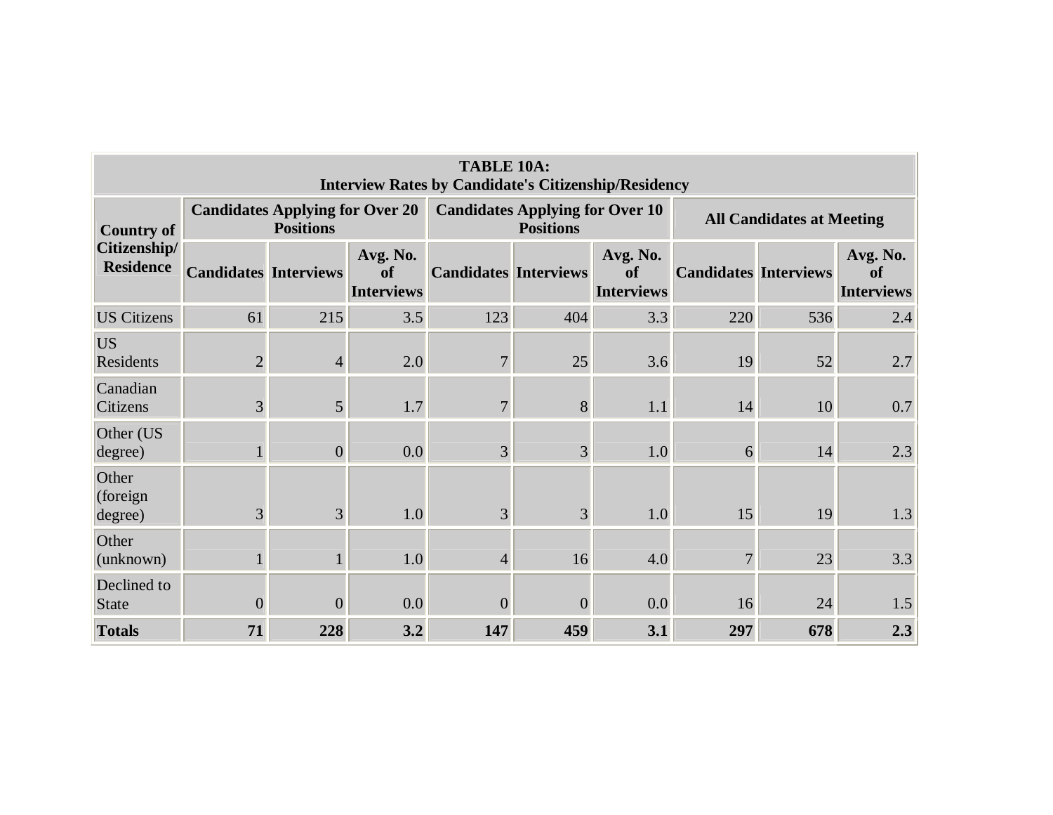**TABLE 10A:**
**Interview Rates by Candidate's Citizenship/Residency**

| Country of Citizenship/ Residence | Candidates Applying for Over 20 Positions | | | Candidates Applying for Over 10 Positions | | | All Candidates at Meeting | | |
|---|---|---|---|---|---|---|---|---|---|
| | Candidates | Interviews | Avg. No. of Interviews | Candidates | Interviews | Avg. No. of Interviews | Candidates | Interviews | Avg. No. of Interviews |
| US Citizens | 61 | 215 | 3.5 | 123 | 404 | 3.3 | 220 | 536 | 2.4 |
| US Residents | 2 | 4 | 2.0 | 7 | 25 | 3.6 | 19 | 52 | 2.7 |
| Canadian Citizens | 3 | 5 | 1.7 | 7 | 8 | 1.1 | 14 | 10 | 0.7 |
| Other (US degree) | 1 | 0 | 0.0 | 3 | 3 | 1.0 | 6 | 14 | 2.3 |
| Other (foreign degree) | 3 | 3 | 1.0 | 3 | 3 | 1.0 | 15 | 19 | 1.3 |
| Other (unknown) | 1 | 1 | 1.0 | 4 | 16 | 4.0 | 7 | 23 | 3.3 |
| Declined to State | 0 | 0 | 0.0 | 0 | 0 | 0.0 | 16 | 24 | 1.5 |
| **Totals** | **71** | **228** | **3.2** | **147** | **459** | **3.1** | **297** | **678** | **2.3** |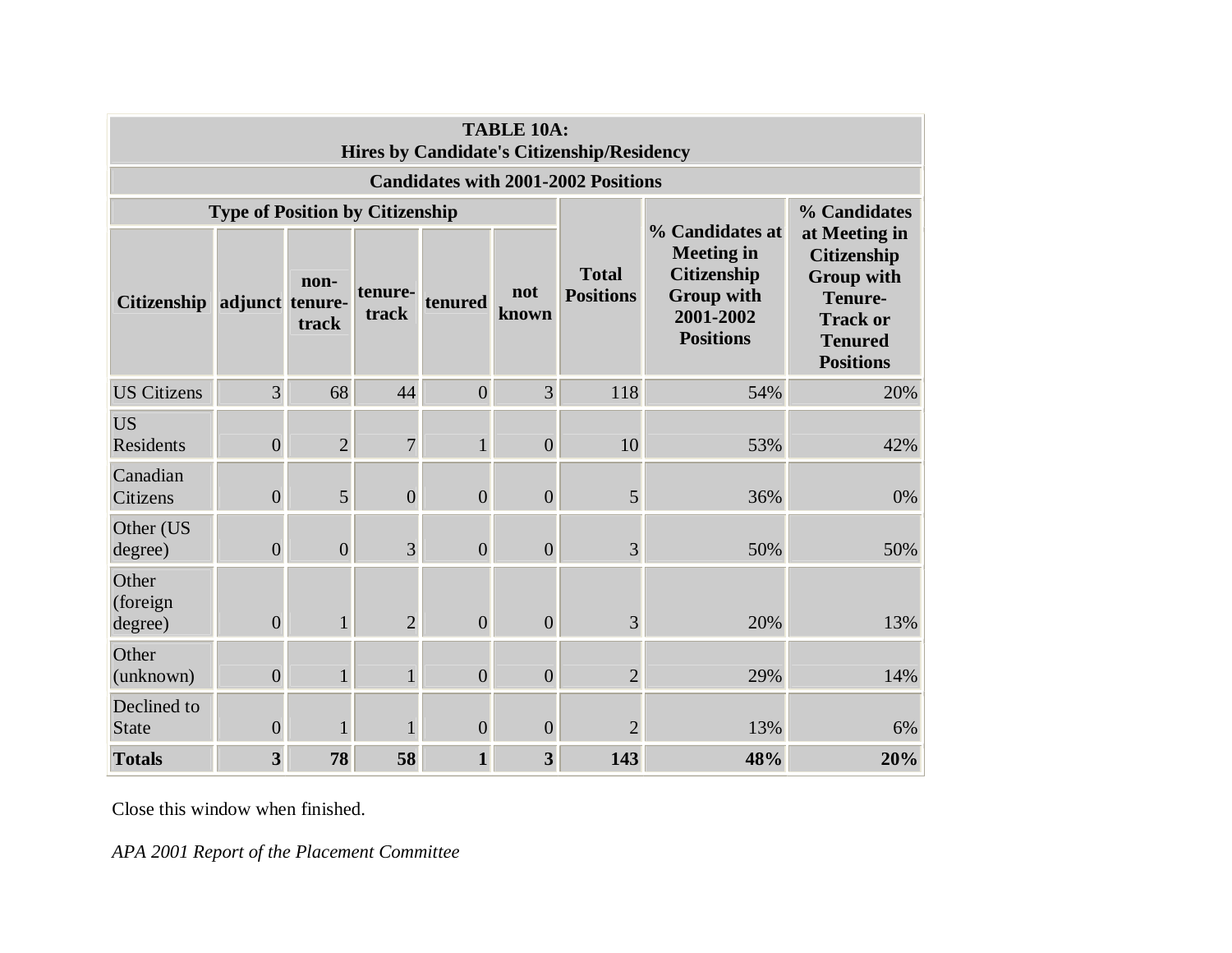| TABLE 10A: Hires by Candidate's Citizenship/Residency | | | | | | | | |
|---|---|---|---|---|---|---|---|---|
| Candidates with 2001-2002 Positions | | | | | | | | |
| Type of Position by Citizenship | | | | | | Total Positions | % Candidates at Meeting in Citizenship Group with 2001-2002 Positions | % Candidates at Meeting in Citizenship Group with Tenure-Track or Tenured Positions |
| Citizenship | adjunct | non-tenure-track | tenure-track | tenured | not known | | | |
| US Citizens | 3 | 68 | 44 | 0 | 3 | 118 | 54% | 20% |
| US Residents | 0 | 2 | 7 | 1 | 0 | 10 | 53% | 42% |
| Canadian Citizens | 0 | 5 | 0 | 0 | 0 | 5 | 36% | 0% |
| Other (US degree) | 0 | 0 | 3 | 0 | 0 | 3 | 50% | 50% |
| Other (foreign degree) | 0 | 1 | 2 | 0 | 0 | 3 | 20% | 13% |
| Other (unknown) | 0 | 1 | 1 | 0 | 0 | 2 | 29% | 14% |
| Declined to State | 0 | 1 | 1 | 0 | 0 | 2 | 13% | 6% |
| **Totals** | **3** | **78** | **58** | **1** | **3** | **143** | **48%** | **20%** |

Close this window when finished.

*APA 2001 Report of the Placement Committee*